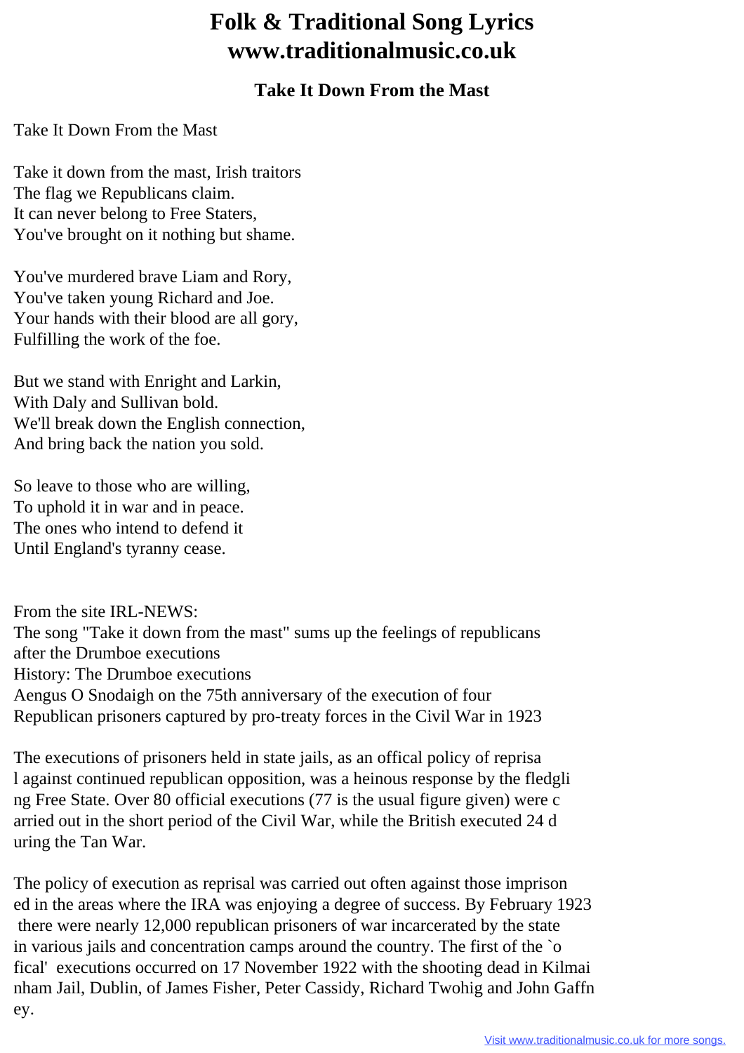# Folk & Traditional Song Lyrics www.traditionalmusic.co.uk

## Take It Down From the Mast

Take It Down From the Mast

Take it down from the mast, Irish traitors
The flag we Republicans claim.
It can never belong to Free Staters,
You've brought on it nothing but shame.

You've murdered brave Liam and Rory,
You've taken young Richard and Joe.
Your hands with their blood are all gory,
Fulfilling the work of the foe.

But we stand with Enright and Larkin,
With Daly and Sullivan bold.
We'll break down the English connection,
And bring back the nation you sold.

So leave to those who are willing,
To uphold it in war and in peace.
The ones who intend to defend it
Until England's tyranny cease.

From the site IRL-NEWS:
The song "Take it down from the mast" sums up the feelings of republicans after the Drumboe executions
History: The Drumboe executions
Aengus O Snodaigh on the 75th anniversary of the execution of four Republican prisoners captured by pro-treaty forces in the Civil War in 1923

The executions of prisoners held in state jails, as an offical policy of reprisa l against continued republican opposition, was a heinous response by the fledgli ng Free State. Over 80 official executions (77 is the usual figure given) were c arried out in the short period of the Civil War, while the British executed 24 d uring the Tan War.

The policy of execution as reprisal was carried out often against those imprison ed in the areas where the IRA was enjoying a degree of success. By February 1923 there were nearly 12,000 republican prisoners of war incarcerated by the state in various jails and concentration camps around the country. The first of the `o fical' executions occurred on 17 November 1922 with the shooting dead in Kilmai nham Jail, Dublin, of James Fisher, Peter Cassidy, Richard Twohig and John Gaffn ey.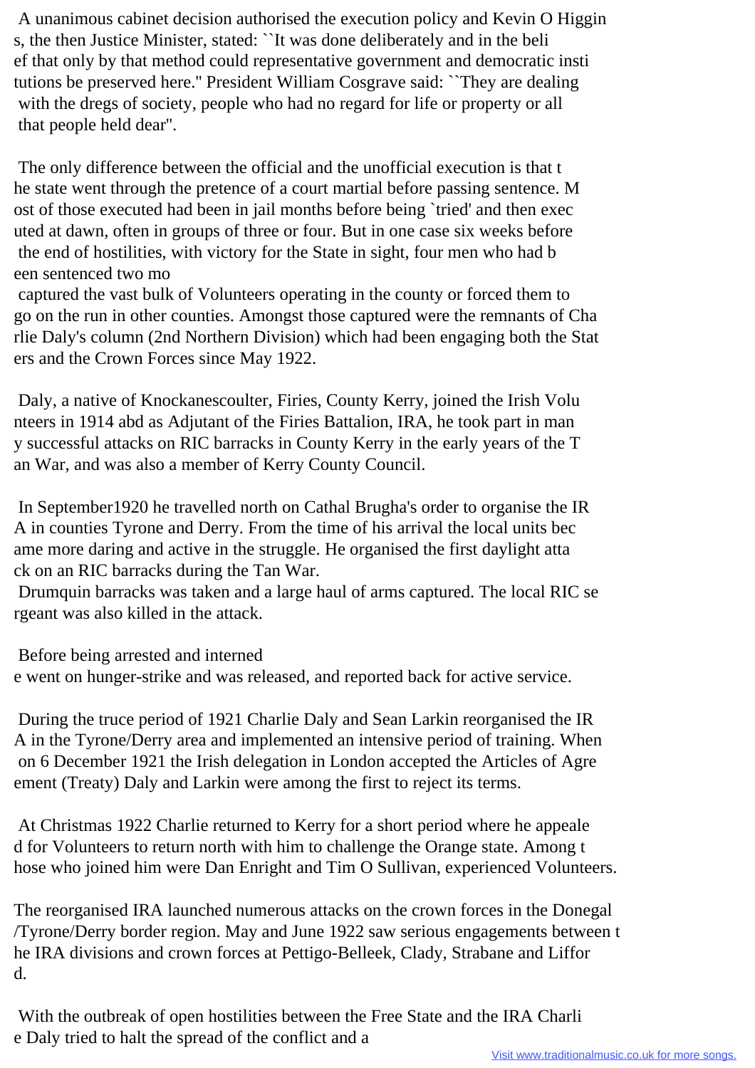A unanimous cabinet decision authorised the execution policy and Kevin O Higgins, the then Justice Minister, stated: ``It was done deliberately and in the belief that only by that method could representative government and democratic institutions be preserved here." President William Cosgrave said: ``They are dealing with the dregs of society, people who had no regard for life or property or all that people held dear".

The only difference between the official and the unofficial execution is that the state went through the pretence of a court martial before passing sentence. Most of those executed had been in jail months before being `tried' and then executed at dawn, often in groups of three or four. But in one case six weeks before the end of hostilities, with victory for the State in sight, four men who had been sentenced two mo
captured the vast bulk of Volunteers operating in the county or forced them to go on the run in other counties. Amongst those captured were the remnants of Charlie Daly's column (2nd Northern Division) which had been engaging both the Staters and the Crown Forces since May 1922.

Daly, a native of Knockanescoulter, Firies, County Kerry, joined the Irish Volunteers in 1914 abd as Adjutant of the Firies Battalion, IRA, he took part in many successful attacks on RIC barracks in County Kerry in the early years of the Tan War, and was also a member of Kerry County Council.

In September1920 he travelled north on Cathal Brugha's order to organise the IRA in counties Tyrone and Derry. From the time of his arrival the local units became more daring and active in the struggle. He organised the first daylight attack on an RIC barracks during the Tan War.
Drumquin barracks was taken and a large haul of arms captured. The local RIC sergeant was also killed in the attack.

Before being arrested and interned
e went on hunger-strike and was released, and reported back for active service.

During the truce period of 1921 Charlie Daly and Sean Larkin reorganised the IRA in the Tyrone/Derry area and implemented an intensive period of training. When on 6 December 1921 the Irish delegation in London accepted the Articles of Agreement (Treaty) Daly and Larkin were among the first to reject its terms.

At Christmas 1922 Charlie returned to Kerry for a short period where he appealed for Volunteers to return north with him to challenge the Orange state. Among those who joined him were Dan Enright and Tim O Sullivan, experienced Volunteers.

The reorganised IRA launched numerous attacks on the crown forces in the Donegal/Tyrone/Derry border region. May and June 1922 saw serious engagements between the IRA divisions and crown forces at Pettigo-Belleek, Clady, Strabane and Lifford.

With the outbreak of open hostilities between the Free State and the IRA Charlie Daly tried to halt the spread of the conflict and a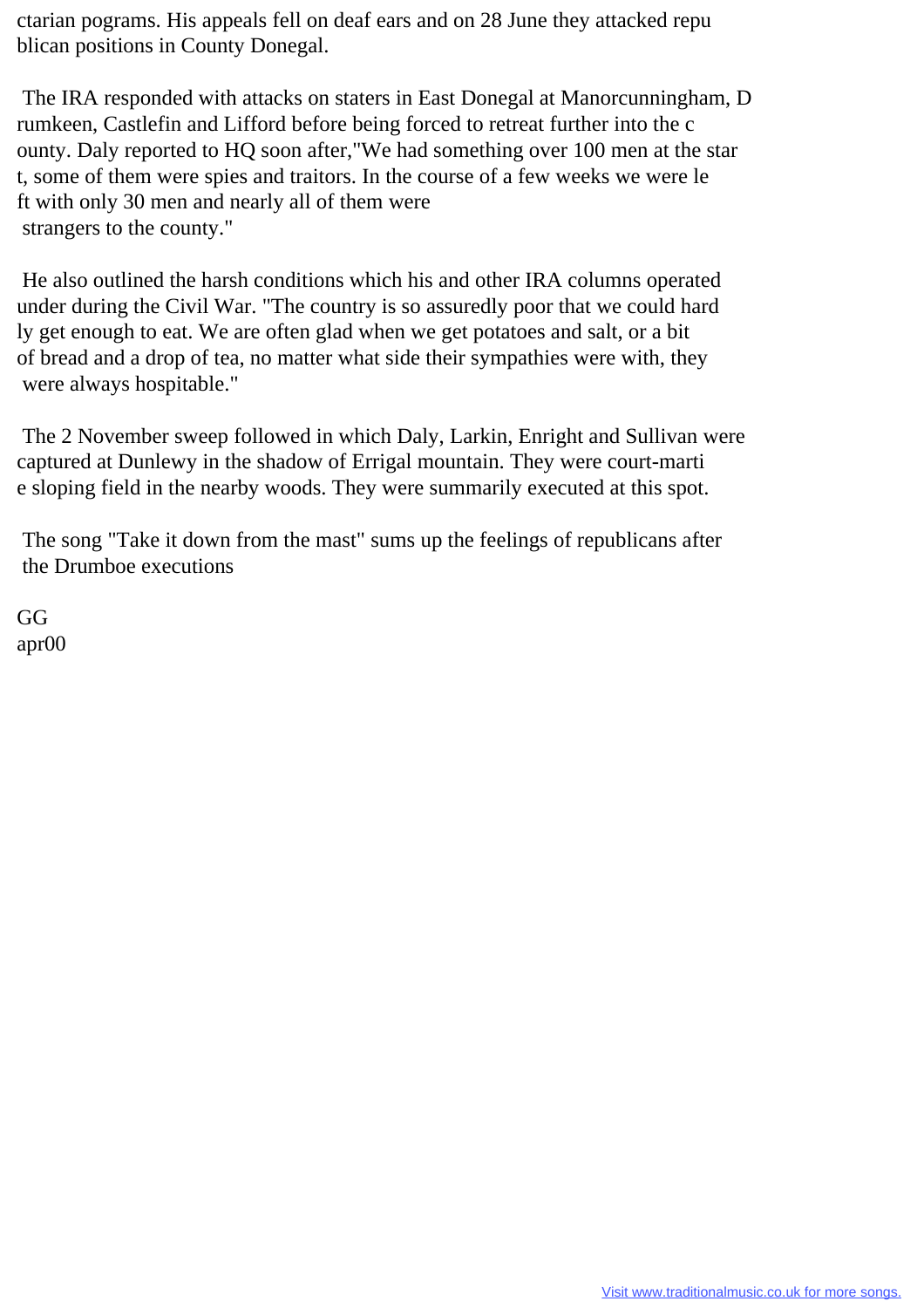ctarian pograms. His appeals fell on deaf ears and on 28 June they attacked republican positions in County Donegal.

The IRA responded with attacks on staters in East Donegal at Manorcunningham, Drumkeen, Castlefin and Lifford before being forced to retreat further into the county. Daly reported to HQ soon after,"We had something over 100 men at the start, some of them were spies and traitors. In the course of a few weeks we were left with only 30 men and nearly all of them were strangers to the county."

He also outlined the harsh conditions which his and other IRA columns operated under during the Civil War. "The country is so assuredly poor that we could hardly get enough to eat. We are often glad when we get potatoes and salt, or a bit of bread and a drop of tea, no matter what side their sympathies were with, they were always hospitable."

The 2 November sweep followed in which Daly, Larkin, Enright and Sullivan were captured at Dunlewy in the shadow of Errigal mountain. They were court-marti e sloping field in the nearby woods. They were summarily executed at this spot.

The song "Take it down from the mast" sums up the feelings of republicans after the Drumboe executions

GG
apr00